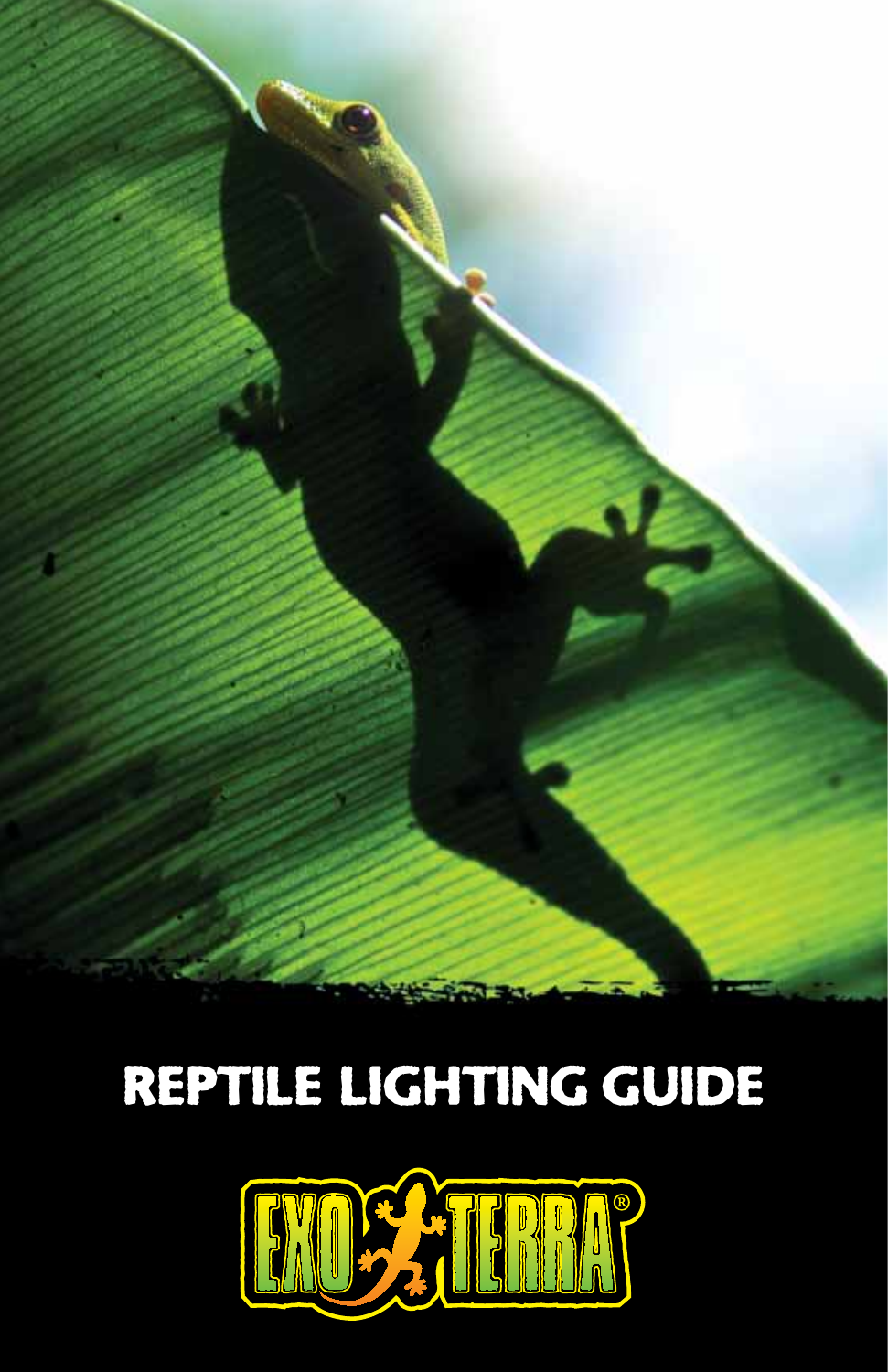# REPTILE LIGHTING GUIDE

EXO TERRA®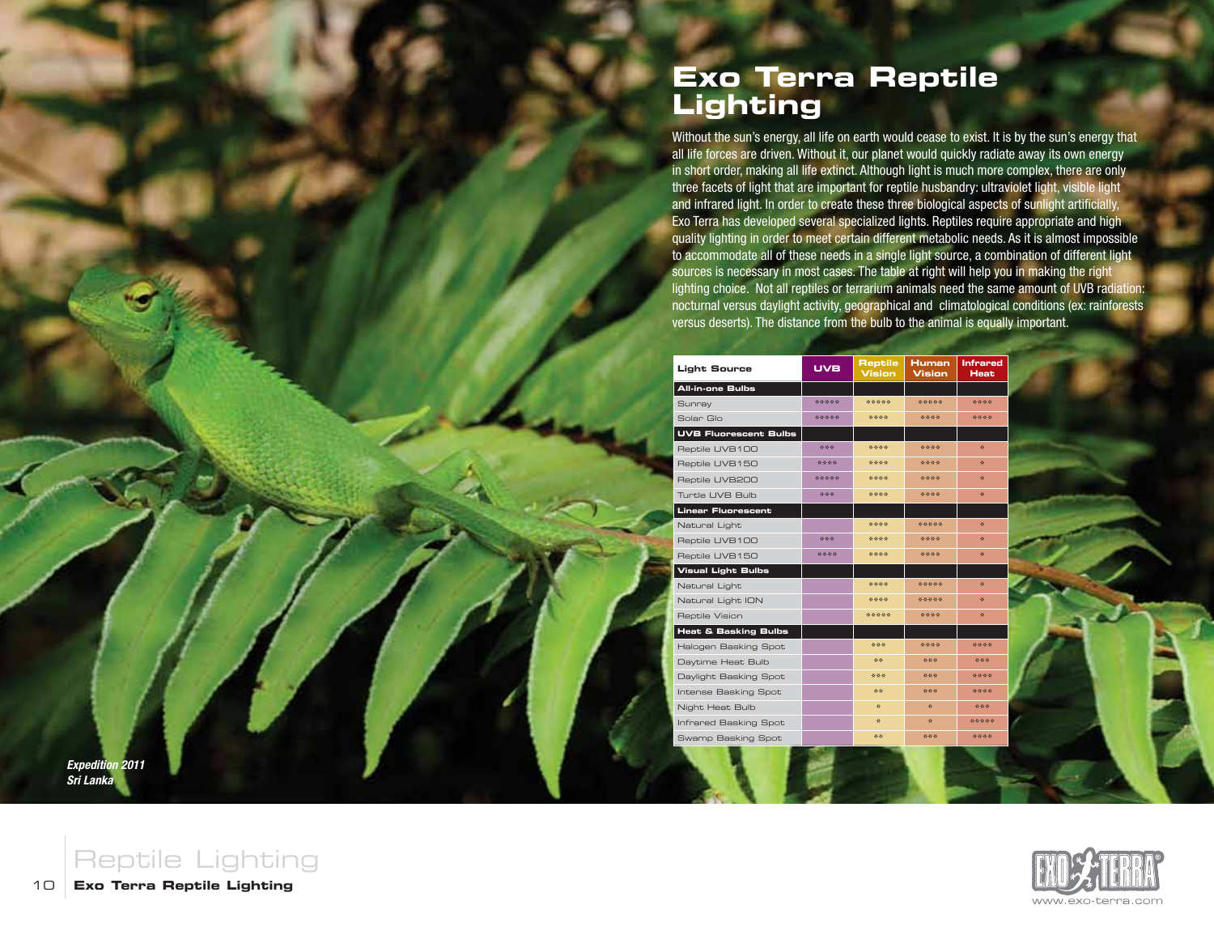# Exo Terra Reptile Lighting

Without the sun's energy, all life on earth would cease to exist. It is by the sun's energy that all life forces are driven. Without it, our planet would quickly radiate away its own energy in short order, making all life extinct. Although light is much more complex, there are only three facets of light that are important for reptile husbandry: ultraviolet light, visible light and infrared light. In order to create these three biological aspects of sunlight artificially, Exo Terra has developed several specialized lights. Reptiles require appropriate and high quality lighting in order to meet certain different metabolic needs. As it is almost impossible to accommodate all of these needs in a single light source, a combination of different light sources is necessary in most cases. The table at right will help you in making the right lighting choice. Not all reptiles or terrarium animals need the same amount of UVB radiation: nocturnal versus daylight activity, geographical and climatological conditions (ex: rainforests versus deserts). The distance from the bulb to the animal is equally important.

| Light Source | UVB | Reptile Vision | Human Vision | Infrared Heat |
|---|---|---|---|---|
| **All-in-one Bulbs** | | | | |
| Sunray | ***** | ***** | ***** | **** |
| Solar Glo | ***** | **** | **** | **** |
| **UVB Fluorescent Bulbs** | | | | |
| Reptile UVB100 | *** | **** | **** | * |
| Reptile UVB150 | **** | **** | **** | * |
| Reptile UVB200 | ***** | **** | **** | * |
| Turtle UVB Bulb | *** | **** | **** | * |
| **Linear Fluorescent** | | | | |
| Natural Light | | **** | ***** | * |
| Reptile UVB100 | *** | **** | **** | * |
| Reptile UVB150 | **** | **** | **** | * |
| **Visual Light Bulbs** | | | | |
| Natural Light | | **** | ***** | * |
| Natural Light ION | | **** | ***** | * |
| Reptile Vision | | ***** | **** | * |
| **Heat & Basking Bulbs** | | | | |
| Halogen Basking Spot | | *** | **** | **** |
| Daytime Heat Bulb | | ** | *** | *** |
| Daylight Basking Spot | | *** | *** | **** |
| Intense Basking Spot | | ** | *** | **** |
| Night Heat Bulb | | * | * | *** |
| Infrared Basking Spot | | * | * | ***** |
| Swamp Basking Spot | | ** | *** | **** |

*Expedition 2011*
*Sri Lanka*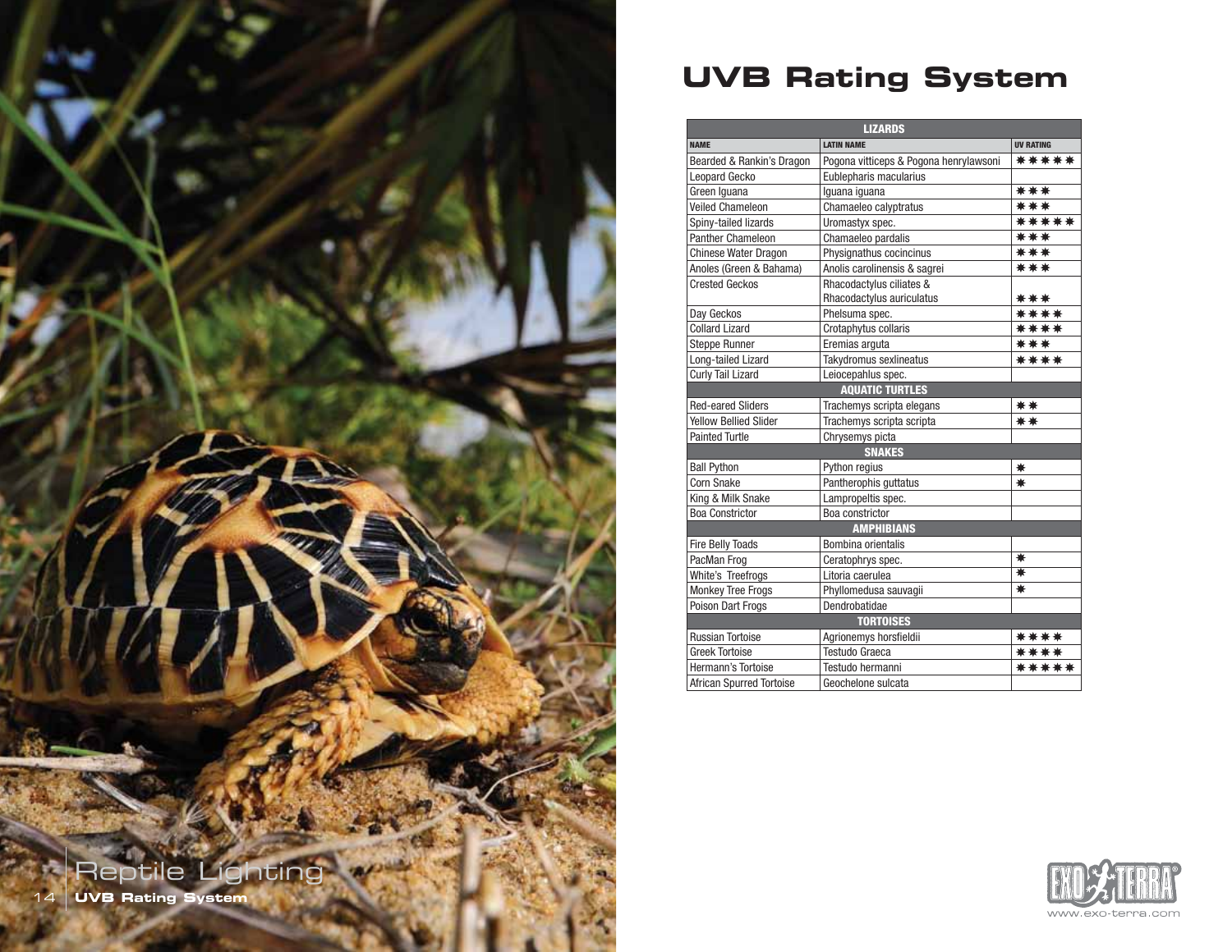# UVB Rating System

| NAME | LATIN NAME | UV RATING |
|---|---|---|
| **LIZARDS** | | |
| Bearded & Rankin's Dragon | Pogona vitticeps & Pogona henrylawsoni | ✱✱✱✱✱ |
| Leopard Gecko | Eublepharis macularius | |
| Green Iguana | Iguana iguana | ✱✱✱ |
| Veiled Chameleon | Chamaeleo calyptratus | ✱✱✱ |
| Spiny-tailed lizards | Uromastyx spec. | ✱✱✱✱✱ |
| Panther Chameleon | Chamaeleo pardalis | ✱✱✱ |
| Chinese Water Dragon | Physignathus cocincinus | ✱✱✱ |
| Anoles (Green & Bahama) | Anolis carolinensis & sagrei | ✱✱✱ |
| Crested Geckos | Rhacodactylus ciliates & Rhacodactylus auriculatus | ✱✱✱ |
| Day Geckos | Phelsuma spec. | ✱✱✱✱ |
| Collard Lizard | Crotaphytus collaris | ✱✱✱✱ |
| Steppe Runner | Eremias arguta | ✱✱✱ |
| Long-tailed Lizard | Takydromus sexlineatus | ✱✱✱✱ |
| Curly Tail Lizard | Leiocepahlus spec. | |
| **AQUATIC TURTLES** | | |
| Red-eared Sliders | Trachemys scripta elegans | ✱✱ |
| Yellow Bellied Slider | Trachemys scripta scripta | ✱✱ |
| Painted Turtle | Chrysemys picta | |
| **SNAKES** | | |
| Ball Python | Python regius | ✱ |
| Corn Snake | Pantherophis guttatus | ✱ |
| King & Milk Snake | Lampropeltis spec. | |
| Boa Constrictor | Boa constrictor | |
| **AMPHIBIANS** | | |
| Fire Belly Toads | Bombina orientalis | |
| PacMan Frog | Ceratophrys spec. | ✱ |
| White's Treefrogs | Litoria caerulea | ✱ |
| Monkey Tree Frogs | Phyllomedusa sauvagii | ✱ |
| Poison Dart Frogs | Dendrobatidae | |
| **TORTOISES** | | |
| Russian Tortoise | Agrionemys horsfieldii | ✱✱✱✱ |
| Greek Tortoise | Testudo Graeca | ✱✱✱✱ |
| Hermann's Tortoise | Testudo hermanni | ✱✱✱✱✱ |
| African Spurred Tortoise | Geochelone sulcata | |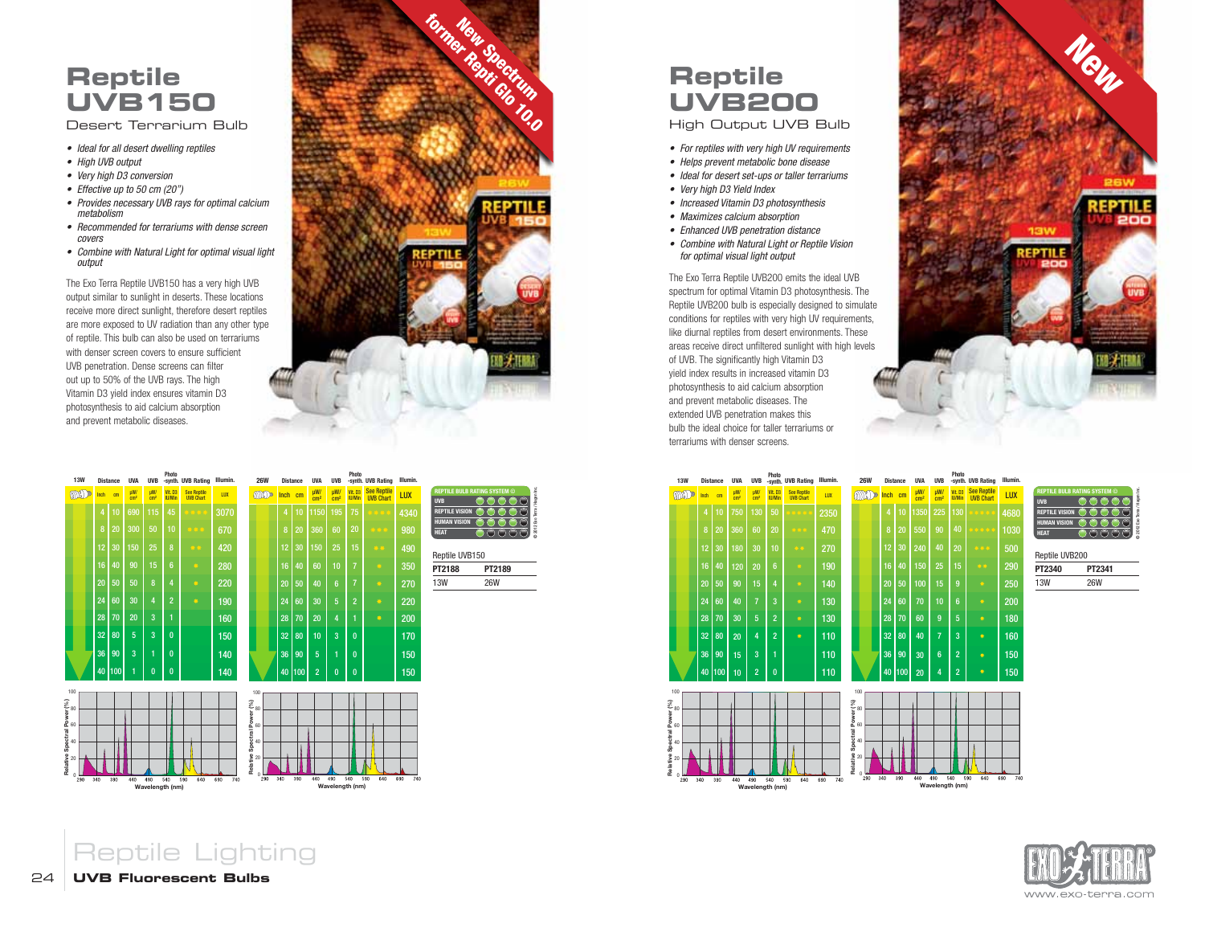# Reptile UVB150

## Desert Terrarium Bulb

- *Ideal for all desert dwelling reptiles*
- *High UVB output*
- *Very high D3 conversion*
- *Effective up to 50 cm (20")*
- *Provides necessary UVB rays for optimal calcium metabolism*
- *Recommended for terrariums with dense screen covers*
- *Combine with Natural Light for optimal visual light output*

The Exo Terra Reptile UVB150 has a very high UVB output similar to sunlight in deserts. These locations receive more direct sunlight, therefore desert reptiles are more exposed to UV radiation than any other type of reptile. This bulb can also be used on terrariums with denser screen covers to ensure sufficient UVB penetration. Dense screens can filter out up to 50% of the UVB rays. The high Vitamin D3 yield index ensures vitamin D3 photosynthesis to aid calcium absorption and prevent metabolic diseases.

New Spectrum former Repti Glo 10.0

| 13W | Distance | | UVA | UVB | Photo-synth. | UVB Rating | Illumin. |
|---|---|---|---|---|---|---|---|
| | Inch | cm | µW/cm² | µW/cm² | Vit. D3 IU/Min | See Reptile UVB Chart | LUX |
| | 4 | 10 | 690 | 115 | 45 | ●●●● | 3070 |
| | 8 | 20 | 300 | 50 | 10 | ●●● | 670 |
| | 12 | 30 | 150 | 25 | 8 | ●● | 420 |
| | 16 | 40 | 90 | 15 | 6 | ● | 280 |
| | 20 | 50 | 50 | 8 | 4 | ● | 220 |
| | 24 | 60 | 30 | 4 | 2 | ● | 190 |
| | 28 | 70 | 20 | 3 | 1 | | 160 |
| | 32 | 80 | 5 | 3 | 0 | | 150 |
| | 36 | 90 | 3 | 1 | 0 | | 140 |
| | 40 | 100 | 1 | 0 | 0 | | 140 |

| 26W | Distance | | UVA | UVB | Photo-synth. | UVB Rating | Illumin. |
|---|---|---|---|---|---|---|---|
| | Inch | cm | µW/cm² | µW/cm² | Vit. D3 IU/Min | See Reptile UVB Chart | LUX |
| | 4 | 10 | 1150 | 195 | 75 | ●●●● | 4340 |
| | 8 | 20 | 360 | 60 | 20 | ●●● | 980 |
| | 12 | 30 | 150 | 25 | 15 | ●● | 490 |
| | 16 | 40 | 60 | 10 | 7 | ● | 350 |
| | 20 | 50 | 40 | 6 | 7 | ● | 270 |
| | 24 | 60 | 30 | 5 | 2 | ● | 220 |
| | 28 | 70 | 20 | 4 | 1 | ● | 200 |
| | 32 | 80 | 10 | 3 | 0 | | 170 |
| | 36 | 90 | 5 | 1 | 0 | | 150 |
| | 40 | 100 | 2 | 0 | 0 | | 150 |

REPTILE BULB RATING SYSTEM ©
UVB
REPTILE VISION
HUMAN VISION
HEAT

© 2012 Exo Terra / Hagen Inc.

Reptile UVB150

| PT2188 | PT2189 |
|---|---|
| 13W | 26W |

Relative Spectral Power (%)
100
80
60
40
20
0
290 340 390 440 490 540 590 640 690 740
Wavelength (nm)

# Reptile UVB200

## High Output UVB Bulb

New

- *For reptiles with very high UV requirements*
- *Helps prevent metabolic bone disease*
- *Ideal for desert set-ups or taller terrariums*
- *Very high D3 Yield Index*
- *Increased Vitamin D3 photosynthesis*
- *Maximizes calcium absorption*
- *Enhanced UVB penetration distance*
- *Combine with Natural Light or Reptile Vision for optimal visual light output*

The Exo Terra Reptile UVB200 emits the ideal UVB spectrum for optimal Vitamin D3 photosynthesis. The Reptile UVB200 bulb is especially designed to simulate conditions for reptiles with very high UV requirements, like diurnal reptiles from desert environments. These areas receive direct unfiltered sunlight with high levels of UVB. The significantly high Vitamin D3 yield index results in increased vitamin D3 photosynthesis to aid calcium absorption and prevent metabolic diseases. The extended UVB penetration makes this bulb the ideal choice for taller terrariums or terrariums with denser screens.

| 13W | Distance | | UVA | UVB | Photo-synth. | UVB Rating | Illumin. |
|---|---|---|---|---|---|---|---|
| | Inch | cm | µW/cm² | µW/cm² | Vit. D3 IU/Min | See Reptile UVB Chart | LUX |
| | 4 | 10 | 750 | 130 | 50 | ●●●●● | 2350 |
| | 8 | 20 | 360 | 60 | 20 | ●●● | 470 |
| | 12 | 30 | 180 | 30 | 10 | ●● | 270 |
| | 16 | 40 | 120 | 20 | 6 | ● | 190 |
| | 20 | 50 | 90 | 15 | 4 | ● | 140 |
| | 24 | 60 | 40 | 7 | 3 | ● | 130 |
| | 28 | 70 | 30 | 5 | 2 | ● | 130 |
| | 32 | 80 | 20 | 4 | 2 | ● | 110 |
| | 36 | 90 | 15 | 3 | 1 | | 110 |
| | 40 | 100 | 10 | 2 | 0 | | 110 |

| 26W | Distance | | UVA | UVB | Photo-synth. | UVB Rating | Illumin. |
|---|---|---|---|---|---|---|---|
| | Inch | cm | µW/cm² | µW/cm² | Vit. D3 IU/Min | See Reptile UVB Chart | LUX |
| | 4 | 10 | 1350 | 225 | 130 | ●●●●● | 4680 |
| | 8 | 20 | 550 | 90 | 40 | ●●●●● | 1030 |
| | 12 | 30 | 240 | 40 | 20 | ●●● | 500 |
| | 16 | 40 | 150 | 25 | 15 | ●● | 290 |
| | 20 | 50 | 100 | 15 | 9 | ● | 250 |
| | 24 | 60 | 70 | 10 | 6 | ● | 200 |
| | 28 | 70 | 60 | 9 | 5 | ● | 180 |
| | 32 | 80 | 40 | 7 | 3 | ● | 160 |
| | 36 | 90 | 30 | 6 | 2 | ● | 150 |
| | 40 | 100 | 20 | 4 | 2 | ● | 150 |

REPTILE BULB RATING SYSTEM ©
UVB
REPTILE VISION
HUMAN VISION
HEAT

© 2012 Exo Terra / Hagen Inc.

Reptile UVB200

| PT2340 | PT2341 |
|---|---|
| 13W | 26W |

Relative Spectral Power (%)
100
80
60
40
20
0
290 340 390 440 490 540 590 640 690 740
Wavelength (nm)

Reptile Lighting
**UVB Fluorescent Bulbs**

www.exo-terra.com